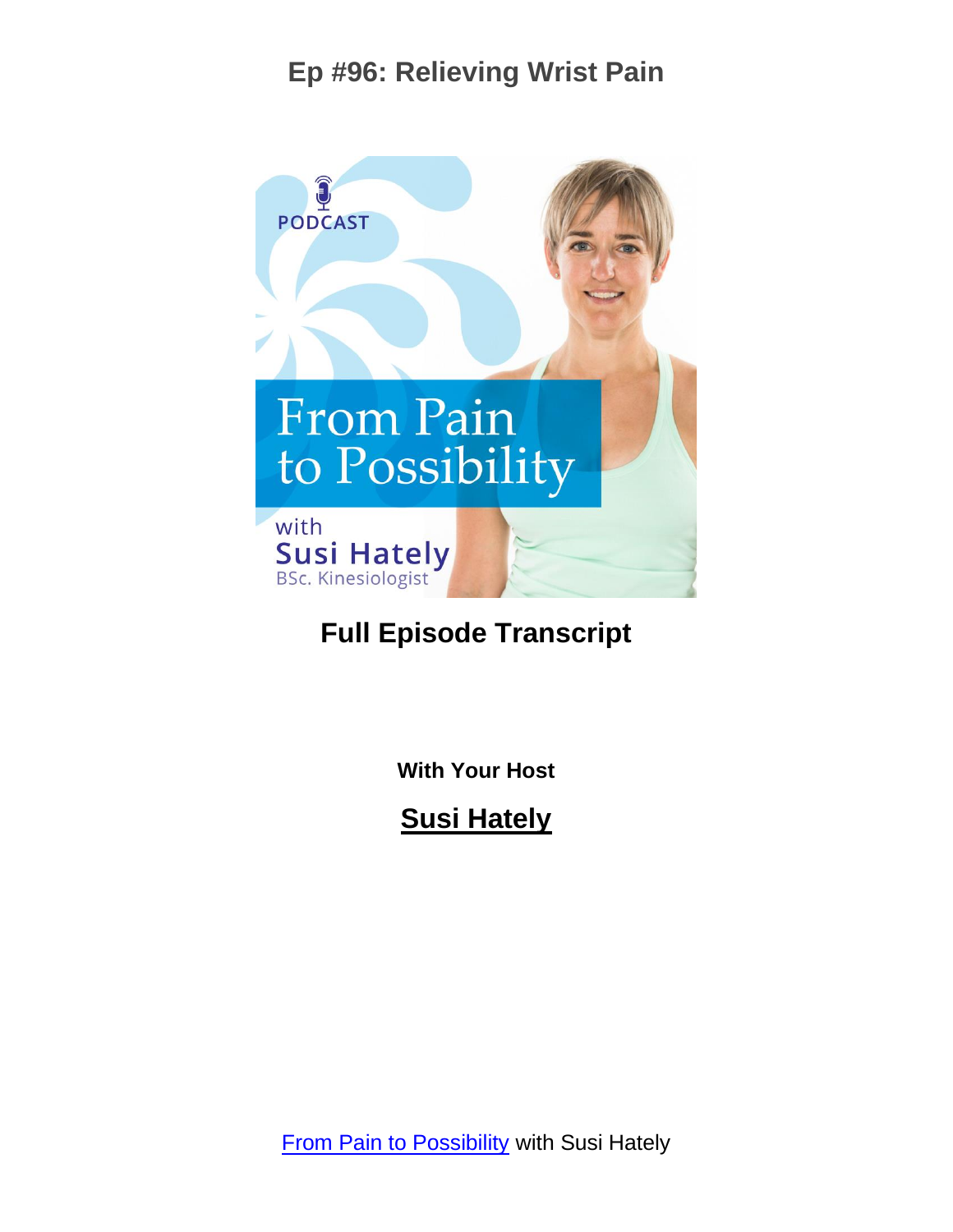# Ep #96: Relieving Wrist Pain

PODCAST

From Pain to Possibility

with

Susi Hately

BSc. Kinesiologist

## Full Episode Transcript

**With Your Host**

**Susi Hately**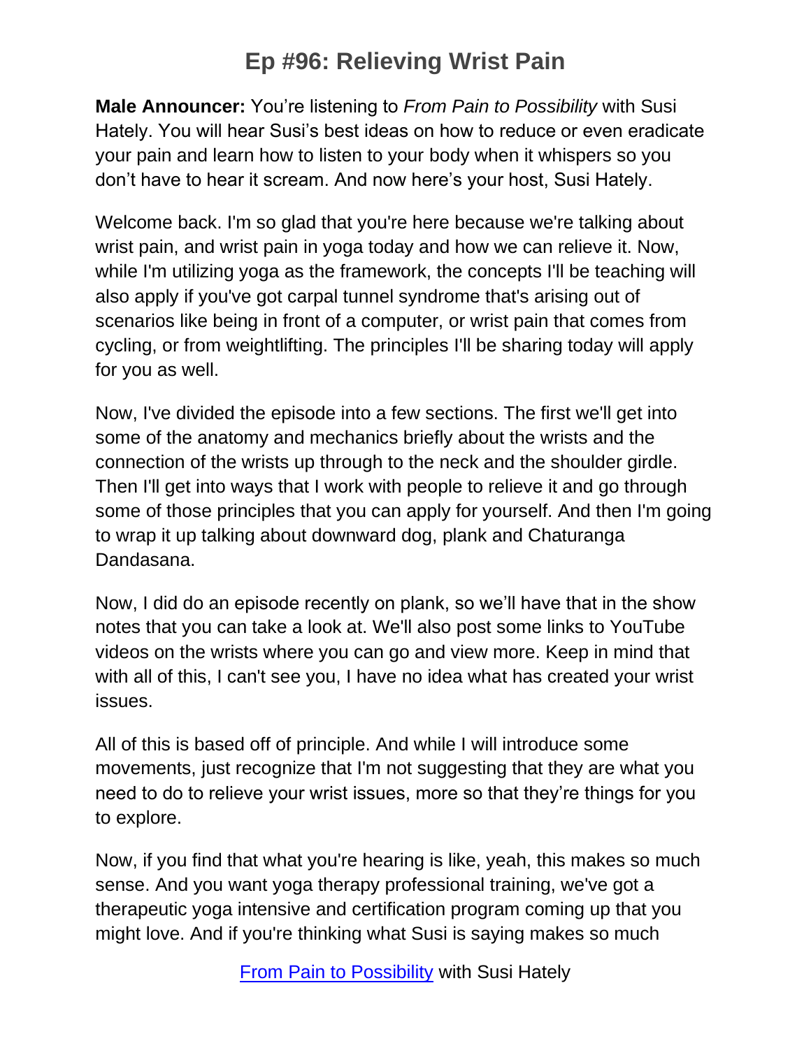# Ep #96: Relieving Wrist Pain

**Male Announcer:** You're listening to *From Pain to Possibility* with Susi Hately. You will hear Susi's best ideas on how to reduce or even eradicate your pain and learn how to listen to your body when it whispers so you don't have to hear it scream. And now here's your host, Susi Hately.

Welcome back. I'm so glad that you're here because we're talking about wrist pain, and wrist pain in yoga today and how we can relieve it. Now, while I'm utilizing yoga as the framework, the concepts I'll be teaching will also apply if you've got carpal tunnel syndrome that's arising out of scenarios like being in front of a computer, or wrist pain that comes from cycling, or from weightlifting. The principles I'll be sharing today will apply for you as well.

Now, I've divided the episode into a few sections. The first we'll get into some of the anatomy and mechanics briefly about the wrists and the connection of the wrists up through to the neck and the shoulder girdle. Then I'll get into ways that I work with people to relieve it and go through some of those principles that you can apply for yourself. And then I'm going to wrap it up talking about downward dog, plank and Chaturanga Dandasana.

Now, I did do an episode recently on plank, so we'll have that in the show notes that you can take a look at. We'll also post some links to YouTube videos on the wrists where you can go and view more. Keep in mind that with all of this, I can't see you, I have no idea what has created your wrist issues.

All of this is based off of principle. And while I will introduce some movements, just recognize that I'm not suggesting that they are what you need to do to relieve your wrist issues, more so that they're things for you to explore.

Now, if you find that what you're hearing is like, yeah, this makes so much sense. And you want yoga therapy professional training, we've got a therapeutic yoga intensive and certification program coming up that you might love. And if you're thinking what Susi is saying makes so much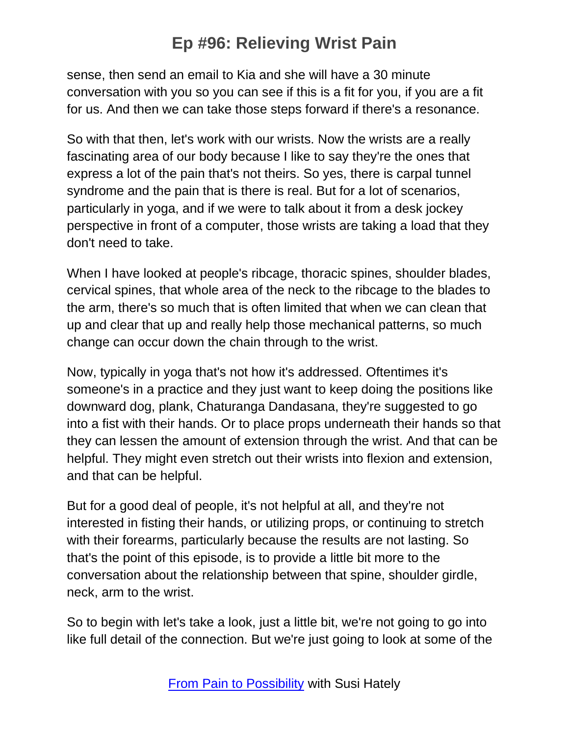sense, then send an email to Kia and she will have a 30 minute conversation with you so you can see if this is a fit for you, if you are a fit for us. And then we can take those steps forward if there's a resonance.

So with that then, let's work with our wrists. Now the wrists are a really fascinating area of our body because I like to say they're the ones that express a lot of the pain that's not theirs. So yes, there is carpal tunnel syndrome and the pain that is there is real. But for a lot of scenarios, particularly in yoga, and if we were to talk about it from a desk jockey perspective in front of a computer, those wrists are taking a load that they don't need to take.

When I have looked at people's ribcage, thoracic spines, shoulder blades, cervical spines, that whole area of the neck to the ribcage to the blades to the arm, there's so much that is often limited that when we can clean that up and clear that up and really help those mechanical patterns, so much change can occur down the chain through to the wrist.

Now, typically in yoga that's not how it's addressed. Oftentimes it's someone's in a practice and they just want to keep doing the positions like downward dog, plank, Chaturanga Dandasana, they're suggested to go into a fist with their hands. Or to place props underneath their hands so that they can lessen the amount of extension through the wrist. And that can be helpful. They might even stretch out their wrists into flexion and extension, and that can be helpful.

But for a good deal of people, it's not helpful at all, and they're not interested in fisting their hands, or utilizing props, or continuing to stretch with their forearms, particularly because the results are not lasting. So that's the point of this episode, is to provide a little bit more to the conversation about the relationship between that spine, shoulder girdle, neck, arm to the wrist.

So to begin with let's take a look, just a little bit, we're not going to go into like full detail of the connection. But we're just going to look at some of the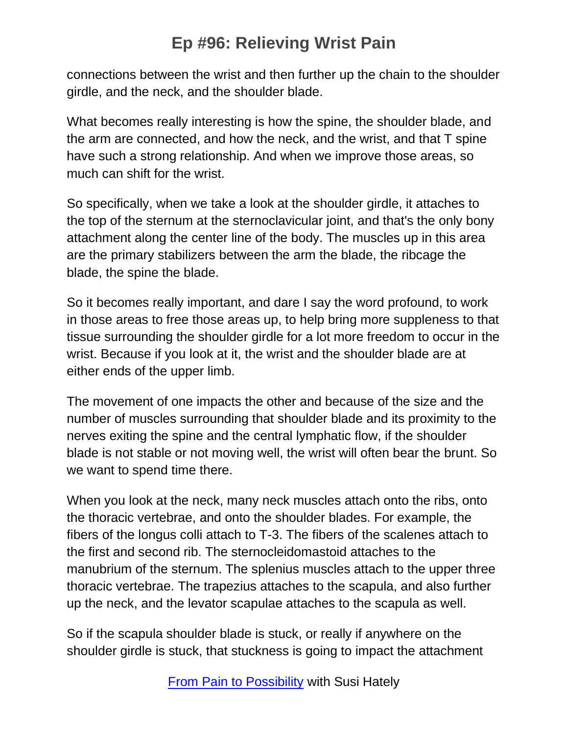connections between the wrist and then further up the chain to the shoulder girdle, and the neck, and the shoulder blade.

What becomes really interesting is how the spine, the shoulder blade, and the arm are connected, and how the neck, and the wrist, and that T spine have such a strong relationship. And when we improve those areas, so much can shift for the wrist.

So specifically, when we take a look at the shoulder girdle, it attaches to the top of the sternum at the sternoclavicular joint, and that's the only bony attachment along the center line of the body. The muscles up in this area are the primary stabilizers between the arm the blade, the ribcage the blade, the spine the blade.

So it becomes really important, and dare I say the word profound, to work in those areas to free those areas up, to help bring more suppleness to that tissue surrounding the shoulder girdle for a lot more freedom to occur in the wrist. Because if you look at it, the wrist and the shoulder blade are at either ends of the upper limb.

The movement of one impacts the other and because of the size and the number of muscles surrounding that shoulder blade and its proximity to the nerves exiting the spine and the central lymphatic flow, if the shoulder blade is not stable or not moving well, the wrist will often bear the brunt. So we want to spend time there.

When you look at the neck, many neck muscles attach onto the ribs, onto the thoracic vertebrae, and onto the shoulder blades. For example, the fibers of the longus colli attach to T-3. The fibers of the scalenes attach to the first and second rib. The sternocleidomastoid attaches to the manubrium of the sternum. The splenius muscles attach to the upper three thoracic vertebrae. The trapezius attaches to the scapula, and also further up the neck, and the levator scapulae attaches to the scapula as well.

So if the scapula shoulder blade is stuck, or really if anywhere on the shoulder girdle is stuck, that stuckness is going to impact the attachment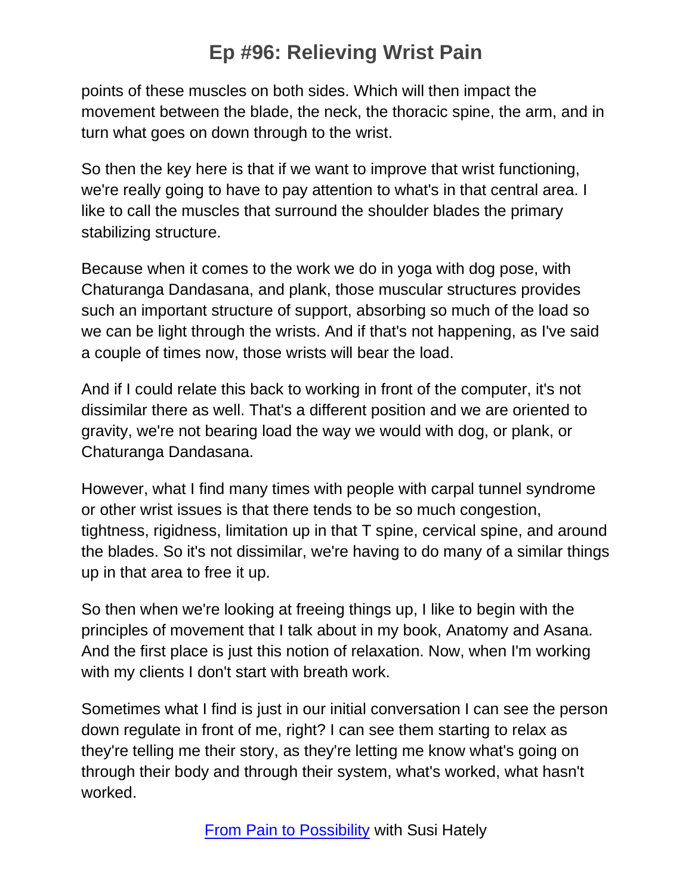points of these muscles on both sides. Which will then impact the movement between the blade, the neck, the thoracic spine, the arm, and in turn what goes on down through to the wrist.

So then the key here is that if we want to improve that wrist functioning, we're really going to have to pay attention to what's in that central area. I like to call the muscles that surround the shoulder blades the primary stabilizing structure.

Because when it comes to the work we do in yoga with dog pose, with Chaturanga Dandasana, and plank, those muscular structures provides such an important structure of support, absorbing so much of the load so we can be light through the wrists. And if that's not happening, as I've said a couple of times now, those wrists will bear the load.

And if I could relate this back to working in front of the computer, it's not dissimilar there as well. That's a different position and we are oriented to gravity, we're not bearing load the way we would with dog, or plank, or Chaturanga Dandasana.

However, what I find many times with people with carpal tunnel syndrome or other wrist issues is that there tends to be so much congestion, tightness, rigidness, limitation up in that T spine, cervical spine, and around the blades. So it's not dissimilar, we're having to do many of a similar things up in that area to free it up.

So then when we're looking at freeing things up, I like to begin with the principles of movement that I talk about in my book, Anatomy and Asana. And the first place is just this notion of relaxation. Now, when I'm working with my clients I don't start with breath work.

Sometimes what I find is just in our initial conversation I can see the person down regulate in front of me, right? I can see them starting to relax as they're telling me their story, as they're letting me know what's going on through their body and through their system, what's worked, what hasn't worked.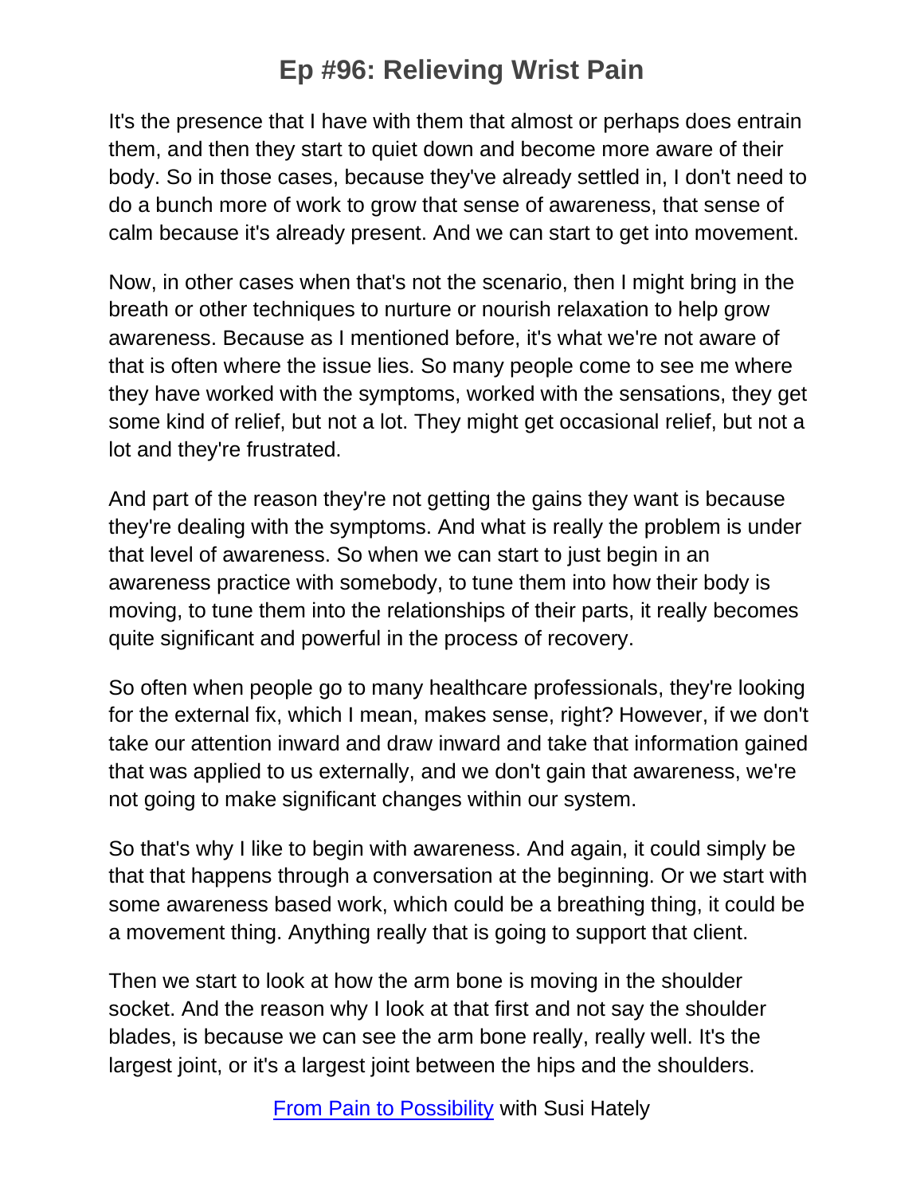It's the presence that I have with them that almost or perhaps does entrain them, and then they start to quiet down and become more aware of their body. So in those cases, because they've already settled in, I don't need to do a bunch more of work to grow that sense of awareness, that sense of calm because it's already present. And we can start to get into movement.

Now, in other cases when that's not the scenario, then I might bring in the breath or other techniques to nurture or nourish relaxation to help grow awareness. Because as I mentioned before, it's what we're not aware of that is often where the issue lies. So many people come to see me where they have worked with the symptoms, worked with the sensations, they get some kind of relief, but not a lot. They might get occasional relief, but not a lot and they're frustrated.

And part of the reason they're not getting the gains they want is because they're dealing with the symptoms. And what is really the problem is under that level of awareness. So when we can start to just begin in an awareness practice with somebody, to tune them into how their body is moving, to tune them into the relationships of their parts, it really becomes quite significant and powerful in the process of recovery.

So often when people go to many healthcare professionals, they're looking for the external fix, which I mean, makes sense, right? However, if we don't take our attention inward and draw inward and take that information gained that was applied to us externally, and we don't gain that awareness, we're not going to make significant changes within our system.

So that's why I like to begin with awareness. And again, it could simply be that that happens through a conversation at the beginning. Or we start with some awareness based work, which could be a breathing thing, it could be a movement thing. Anything really that is going to support that client.

Then we start to look at how the arm bone is moving in the shoulder socket. And the reason why I look at that first and not say the shoulder blades, is because we can see the arm bone really, really well. It's the largest joint, or it's a largest joint between the hips and the shoulders.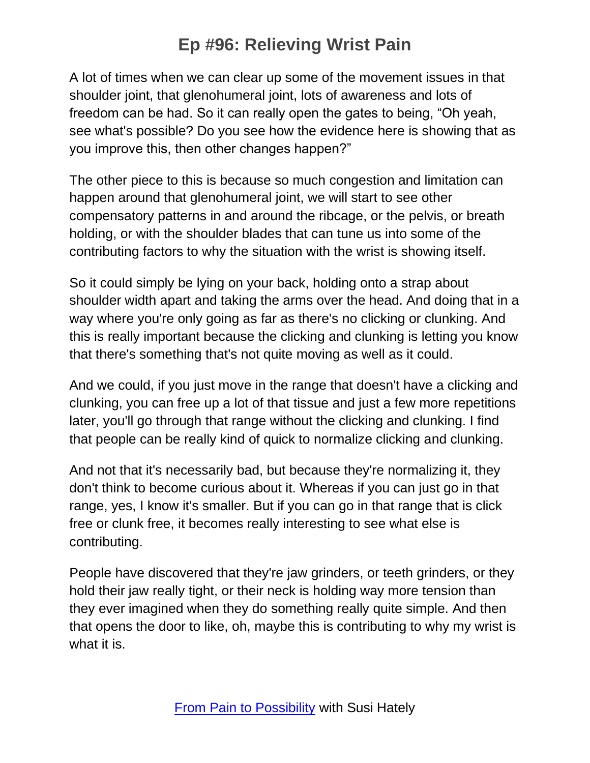A lot of times when we can clear up some of the movement issues in that shoulder joint, that glenohumeral joint, lots of awareness and lots of freedom can be had. So it can really open the gates to being, "Oh yeah, see what's possible? Do you see how the evidence here is showing that as you improve this, then other changes happen?"

The other piece to this is because so much congestion and limitation can happen around that glenohumeral joint, we will start to see other compensatory patterns in and around the ribcage, or the pelvis, or breath holding, or with the shoulder blades that can tune us into some of the contributing factors to why the situation with the wrist is showing itself.

So it could simply be lying on your back, holding onto a strap about shoulder width apart and taking the arms over the head. And doing that in a way where you're only going as far as there's no clicking or clunking. And this is really important because the clicking and clunking is letting you know that there's something that's not quite moving as well as it could.

And we could, if you just move in the range that doesn't have a clicking and clunking, you can free up a lot of that tissue and just a few more repetitions later, you'll go through that range without the clicking and clunking. I find that people can be really kind of quick to normalize clicking and clunking.

And not that it's necessarily bad, but because they're normalizing it, they don't think to become curious about it. Whereas if you can just go in that range, yes, I know it's smaller. But if you can go in that range that is click free or clunk free, it becomes really interesting to see what else is contributing.

People have discovered that they're jaw grinders, or teeth grinders, or they hold their jaw really tight, or their neck is holding way more tension than they ever imagined when they do something really quite simple. And then that opens the door to like, oh, maybe this is contributing to why my wrist is what it is.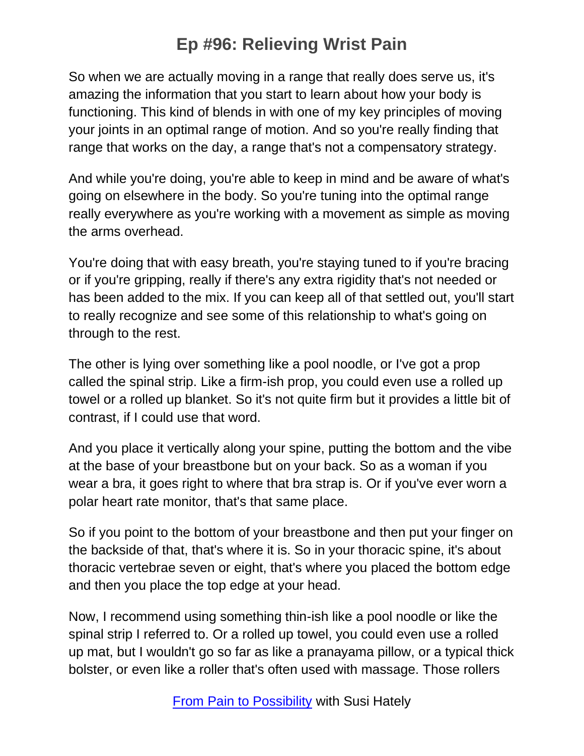So when we are actually moving in a range that really does serve us, it's amazing the information that you start to learn about how your body is functioning. This kind of blends in with one of my key principles of moving your joints in an optimal range of motion. And so you're really finding that range that works on the day, a range that's not a compensatory strategy.

And while you're doing, you're able to keep in mind and be aware of what's going on elsewhere in the body. So you're tuning into the optimal range really everywhere as you're working with a movement as simple as moving the arms overhead.

You're doing that with easy breath, you're staying tuned to if you're bracing or if you're gripping, really if there's any extra rigidity that's not needed or has been added to the mix. If you can keep all of that settled out, you'll start to really recognize and see some of this relationship to what's going on through to the rest.

The other is lying over something like a pool noodle, or I've got a prop called the spinal strip. Like a firm-ish prop, you could even use a rolled up towel or a rolled up blanket. So it's not quite firm but it provides a little bit of contrast, if I could use that word.

And you place it vertically along your spine, putting the bottom and the vibe at the base of your breastbone but on your back. So as a woman if you wear a bra, it goes right to where that bra strap is. Or if you've ever worn a polar heart rate monitor, that's that same place.

So if you point to the bottom of your breastbone and then put your finger on the backside of that, that's where it is. So in your thoracic spine, it's about thoracic vertebrae seven or eight, that's where you placed the bottom edge and then you place the top edge at your head.

Now, I recommend using something thin-ish like a pool noodle or like the spinal strip I referred to. Or a rolled up towel, you could even use a rolled up mat, but I wouldn't go so far as like a pranayama pillow, or a typical thick bolster, or even like a roller that's often used with massage. Those rollers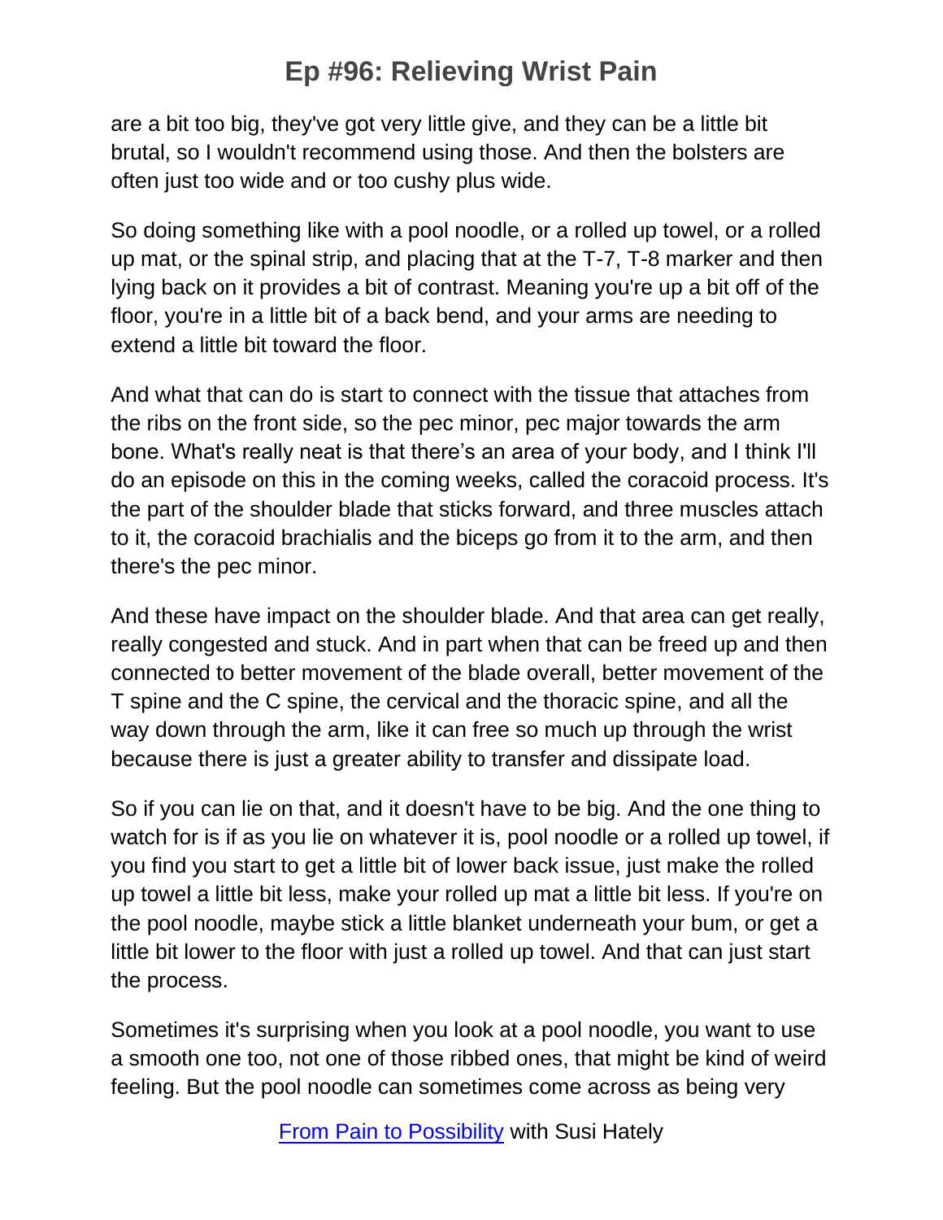are a bit too big, they've got very little give, and they can be a little bit brutal, so I wouldn't recommend using those. And then the bolsters are often just too wide and or too cushy plus wide.

So doing something like with a pool noodle, or a rolled up towel, or a rolled up mat, or the spinal strip, and placing that at the T-7, T-8 marker and then lying back on it provides a bit of contrast. Meaning you're up a bit off of the floor, you're in a little bit of a back bend, and your arms are needing to extend a little bit toward the floor.

And what that can do is start to connect with the tissue that attaches from the ribs on the front side, so the pec minor, pec major towards the arm bone. What's really neat is that there's an area of your body, and I think I'll do an episode on this in the coming weeks, called the coracoid process. It's the part of the shoulder blade that sticks forward, and three muscles attach to it, the coracoid brachialis and the biceps go from it to the arm, and then there's the pec minor.

And these have impact on the shoulder blade. And that area can get really, really congested and stuck. And in part when that can be freed up and then connected to better movement of the blade overall, better movement of the T spine and the C spine, the cervical and the thoracic spine, and all the way down through the arm, like it can free so much up through the wrist because there is just a greater ability to transfer and dissipate load.

So if you can lie on that, and it doesn't have to be big. And the one thing to watch for is if as you lie on whatever it is, pool noodle or a rolled up towel, if you find you start to get a little bit of lower back issue, just make the rolled up towel a little bit less, make your rolled up mat a little bit less. If you're on the pool noodle, maybe stick a little blanket underneath your bum, or get a little bit lower to the floor with just a rolled up towel. And that can just start the process.

Sometimes it's surprising when you look at a pool noodle, you want to use a smooth one too, not one of those ribbed ones, that might be kind of weird feeling. But the pool noodle can sometimes come across as being very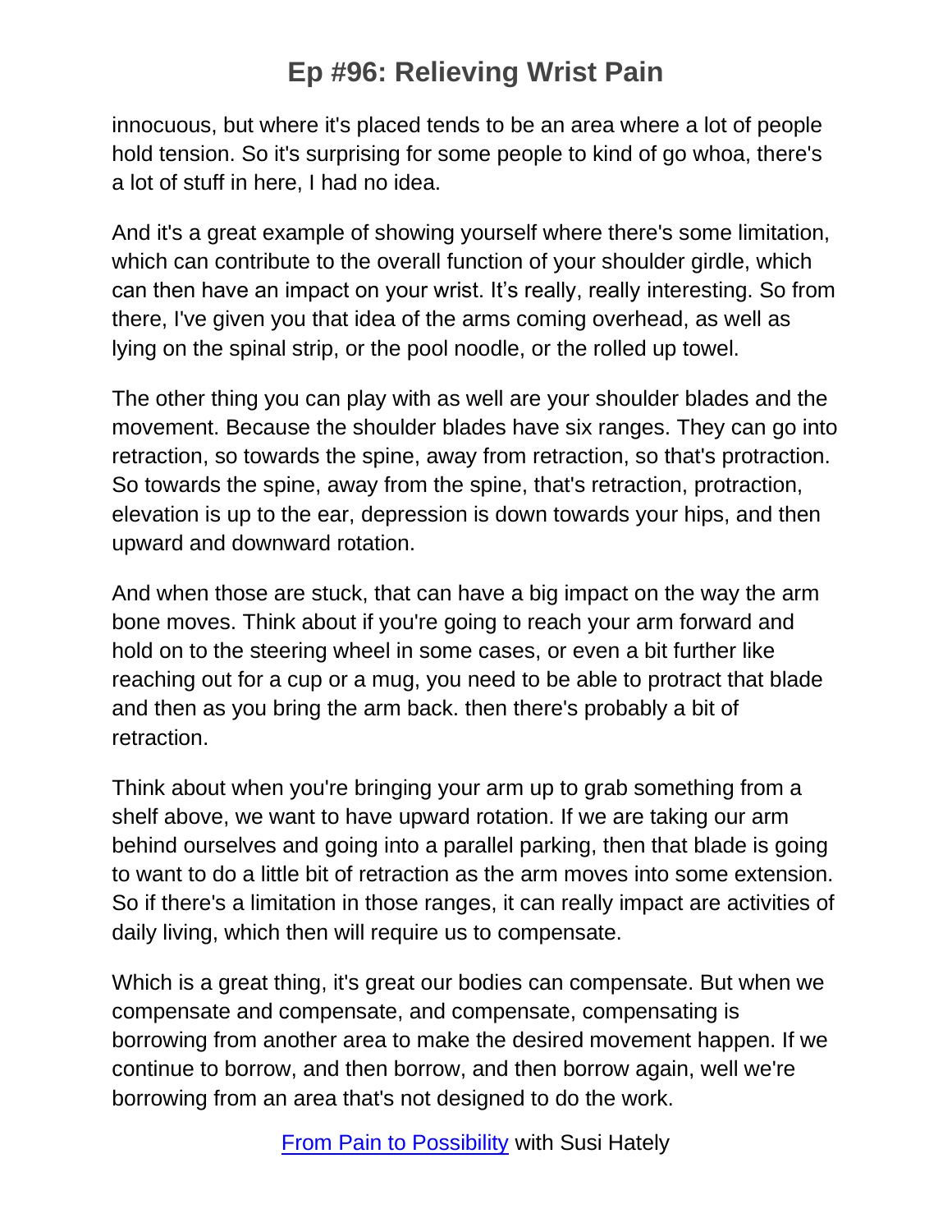innocuous, but where it's placed tends to be an area where a lot of people hold tension. So it's surprising for some people to kind of go whoa, there's a lot of stuff in here, I had no idea.

And it's a great example of showing yourself where there's some limitation, which can contribute to the overall function of your shoulder girdle, which can then have an impact on your wrist. It's really, really interesting. So from there, I've given you that idea of the arms coming overhead, as well as lying on the spinal strip, or the pool noodle, or the rolled up towel.

The other thing you can play with as well are your shoulder blades and the movement. Because the shoulder blades have six ranges. They can go into retraction, so towards the spine, away from retraction, so that's protraction. So towards the spine, away from the spine, that's retraction, protraction, elevation is up to the ear, depression is down towards your hips, and then upward and downward rotation.

And when those are stuck, that can have a big impact on the way the arm bone moves. Think about if you're going to reach your arm forward and hold on to the steering wheel in some cases, or even a bit further like reaching out for a cup or a mug, you need to be able to protract that blade and then as you bring the arm back. then there's probably a bit of retraction.

Think about when you're bringing your arm up to grab something from a shelf above, we want to have upward rotation. If we are taking our arm behind ourselves and going into a parallel parking, then that blade is going to want to do a little bit of retraction as the arm moves into some extension. So if there's a limitation in those ranges, it can really impact are activities of daily living, which then will require us to compensate.

Which is a great thing, it's great our bodies can compensate. But when we compensate and compensate, and compensate, compensating is borrowing from another area to make the desired movement happen. If we continue to borrow, and then borrow, and then borrow again, well we're borrowing from an area that's not designed to do the work.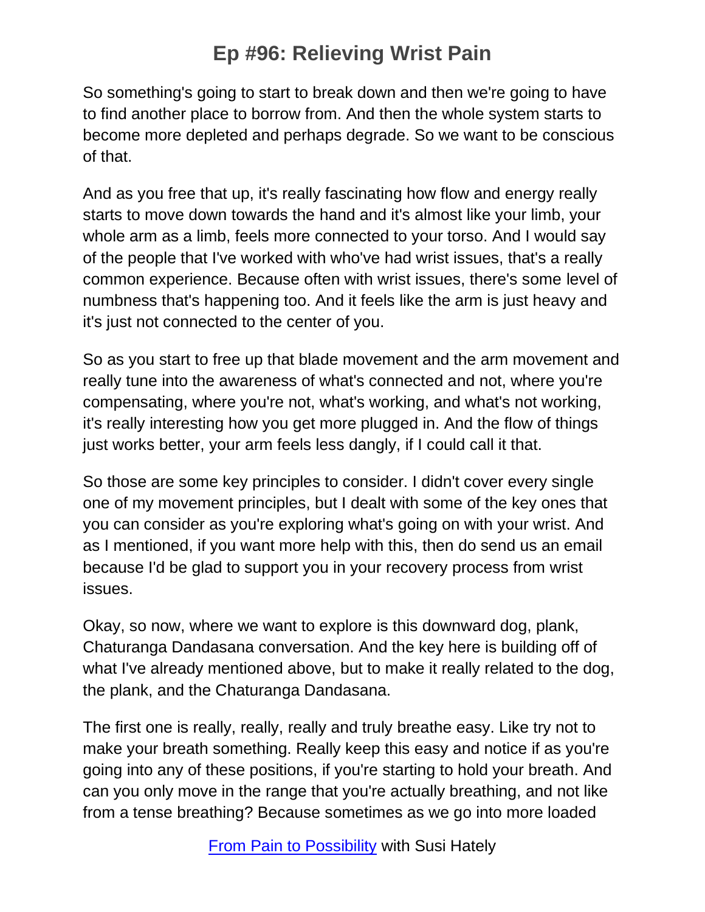So something's going to start to break down and then we're going to have to find another place to borrow from. And then the whole system starts to become more depleted and perhaps degrade. So we want to be conscious of that.

And as you free that up, it's really fascinating how flow and energy really starts to move down towards the hand and it's almost like your limb, your whole arm as a limb, feels more connected to your torso. And I would say of the people that I've worked with who've had wrist issues, that's a really common experience. Because often with wrist issues, there's some level of numbness that's happening too. And it feels like the arm is just heavy and it's just not connected to the center of you.

So as you start to free up that blade movement and the arm movement and really tune into the awareness of what's connected and not, where you're compensating, where you're not, what's working, and what's not working, it's really interesting how you get more plugged in. And the flow of things just works better, your arm feels less dangly, if I could call it that.

So those are some key principles to consider. I didn't cover every single one of my movement principles, but I dealt with some of the key ones that you can consider as you're exploring what's going on with your wrist. And as I mentioned, if you want more help with this, then do send us an email because I'd be glad to support you in your recovery process from wrist issues.

Okay, so now, where we want to explore is this downward dog, plank, Chaturanga Dandasana conversation. And the key here is building off of what I've already mentioned above, but to make it really related to the dog, the plank, and the Chaturanga Dandasana.

The first one is really, really, really and truly breathe easy. Like try not to make your breath something. Really keep this easy and notice if as you're going into any of these positions, if you're starting to hold your breath. And can you only move in the range that you're actually breathing, and not like from a tense breathing? Because sometimes as we go into more loaded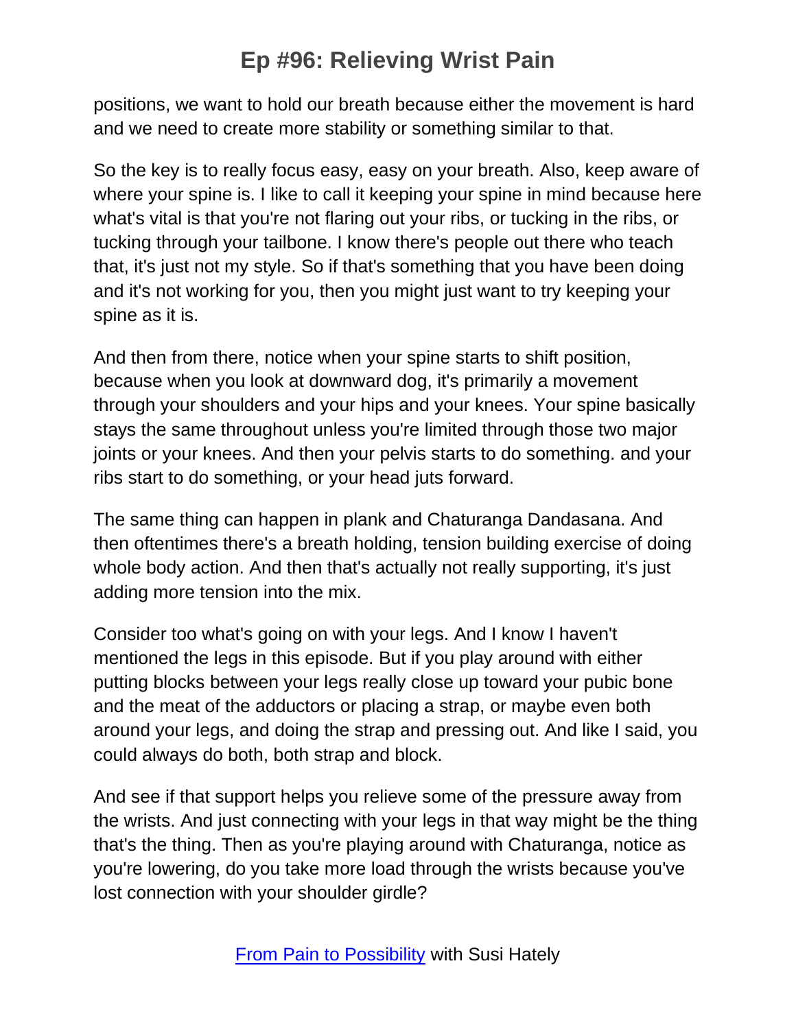positions, we want to hold our breath because either the movement is hard and we need to create more stability or something similar to that.

So the key is to really focus easy, easy on your breath. Also, keep aware of where your spine is. I like to call it keeping your spine in mind because here what's vital is that you're not flaring out your ribs, or tucking in the ribs, or tucking through your tailbone. I know there's people out there who teach that, it's just not my style. So if that's something that you have been doing and it's not working for you, then you might just want to try keeping your spine as it is.

And then from there, notice when your spine starts to shift position, because when you look at downward dog, it's primarily a movement through your shoulders and your hips and your knees. Your spine basically stays the same throughout unless you're limited through those two major joints or your knees. And then your pelvis starts to do something. and your ribs start to do something, or your head juts forward.

The same thing can happen in plank and Chaturanga Dandasana. And then oftentimes there's a breath holding, tension building exercise of doing whole body action. And then that's actually not really supporting, it's just adding more tension into the mix.

Consider too what's going on with your legs. And I know I haven't mentioned the legs in this episode. But if you play around with either putting blocks between your legs really close up toward your pubic bone and the meat of the adductors or placing a strap, or maybe even both around your legs, and doing the strap and pressing out. And like I said, you could always do both, both strap and block.

And see if that support helps you relieve some of the pressure away from the wrists. And just connecting with your legs in that way might be the thing that's the thing. Then as you're playing around with Chaturanga, notice as you're lowering, do you take more load through the wrists because you've lost connection with your shoulder girdle?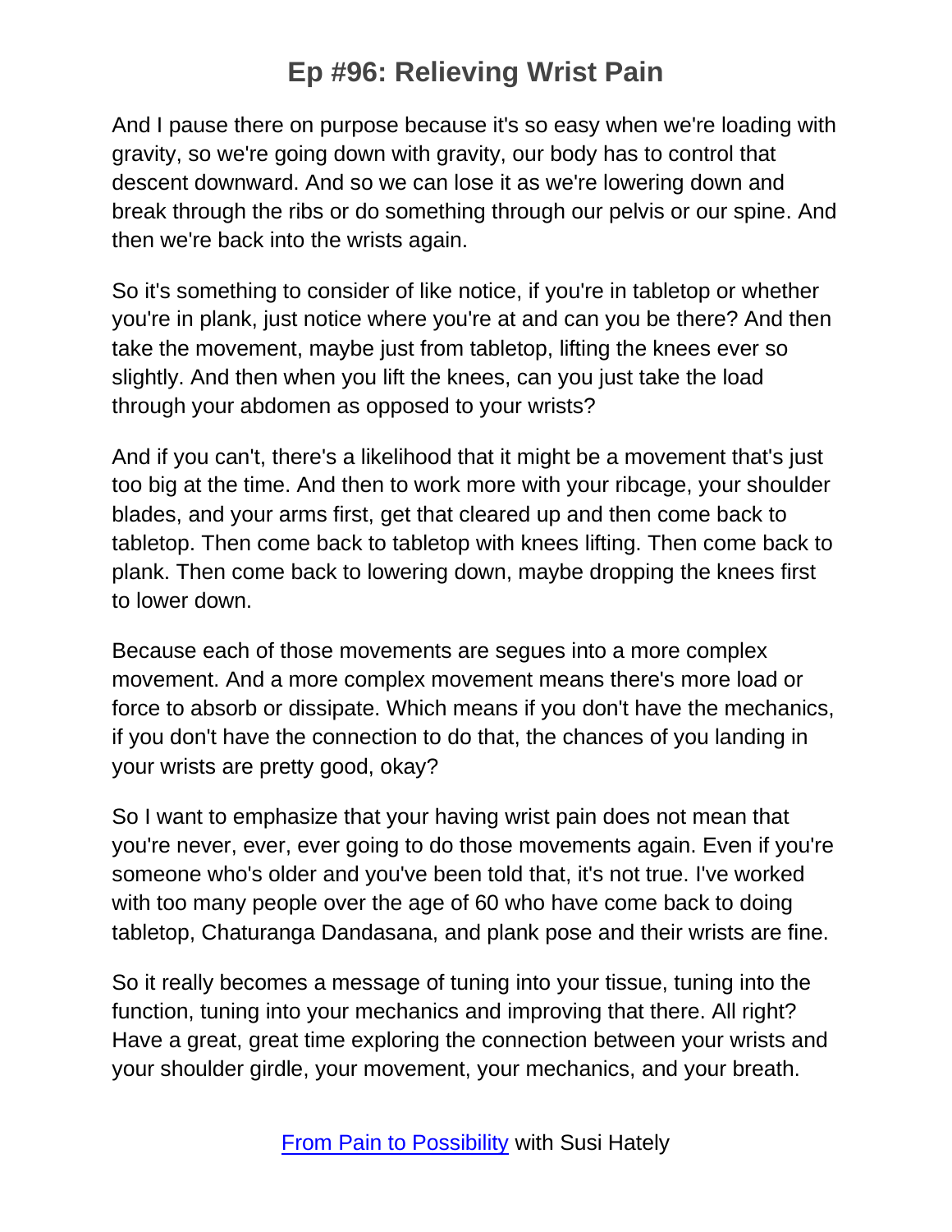And I pause there on purpose because it's so easy when we're loading with gravity, so we're going down with gravity, our body has to control that descent downward. And so we can lose it as we're lowering down and break through the ribs or do something through our pelvis or our spine. And then we're back into the wrists again.

So it's something to consider of like notice, if you're in tabletop or whether you're in plank, just notice where you're at and can you be there? And then take the movement, maybe just from tabletop, lifting the knees ever so slightly. And then when you lift the knees, can you just take the load through your abdomen as opposed to your wrists?

And if you can't, there's a likelihood that it might be a movement that's just too big at the time. And then to work more with your ribcage, your shoulder blades, and your arms first, get that cleared up and then come back to tabletop. Then come back to tabletop with knees lifting. Then come back to plank. Then come back to lowering down, maybe dropping the knees first to lower down.

Because each of those movements are segues into a more complex movement. And a more complex movement means there's more load or force to absorb or dissipate. Which means if you don't have the mechanics, if you don't have the connection to do that, the chances of you landing in your wrists are pretty good, okay?

So I want to emphasize that your having wrist pain does not mean that you're never, ever, ever going to do those movements again. Even if you're someone who's older and you've been told that, it's not true. I've worked with too many people over the age of 60 who have come back to doing tabletop, Chaturanga Dandasana, and plank pose and their wrists are fine.

So it really becomes a message of tuning into your tissue, tuning into the function, tuning into your mechanics and improving that there. All right? Have a great, great time exploring the connection between your wrists and your shoulder girdle, your movement, your mechanics, and your breath.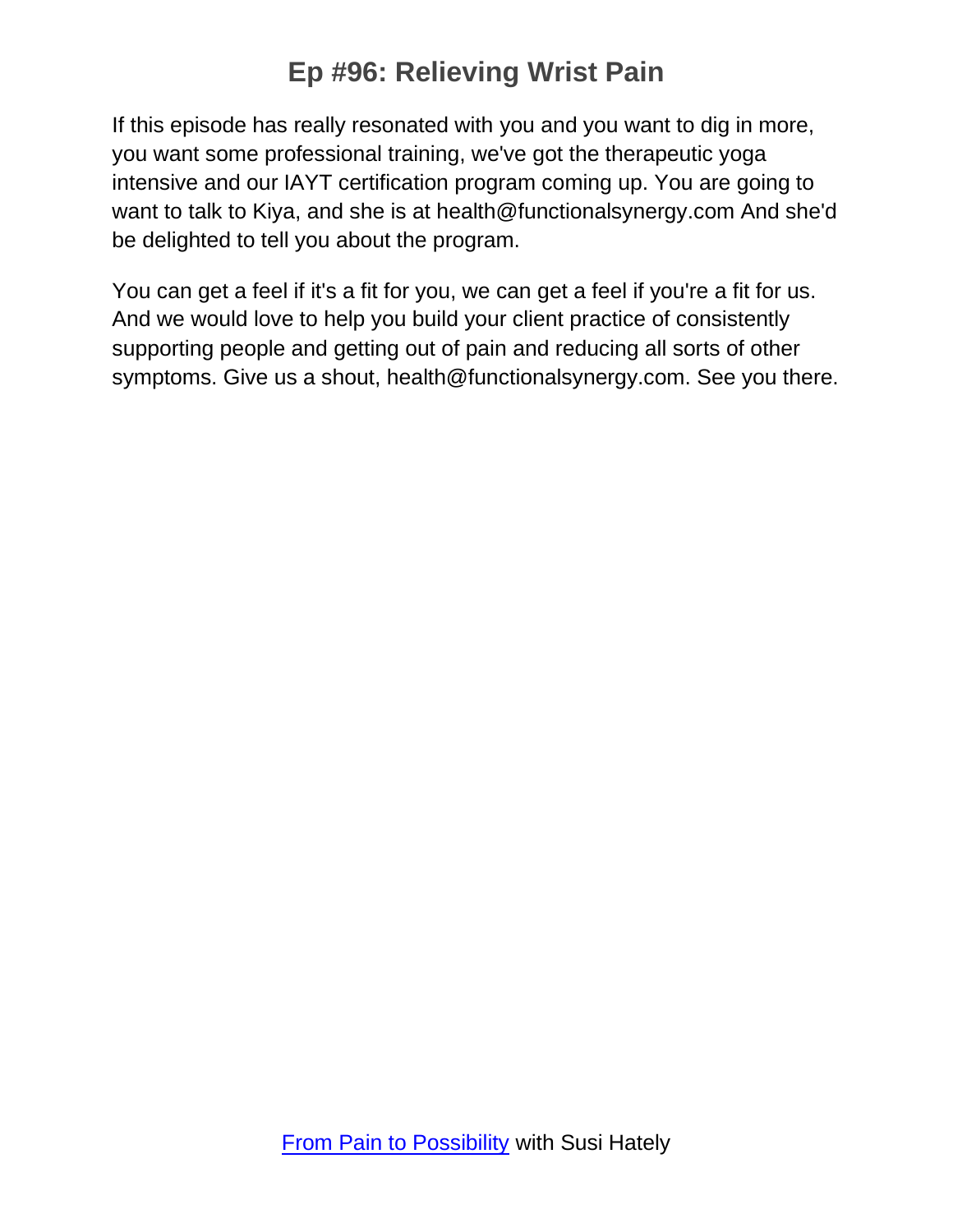If this episode has really resonated with you and you want to dig in more, you want some professional training, we've got the therapeutic yoga intensive and our IAYT certification program coming up. You are going to want to talk to Kiya, and she is at health@functionalsynergy.com And she'd be delighted to tell you about the program.

You can get a feel if it's a fit for you, we can get a feel if you're a fit for us. And we would love to help you build your client practice of consistently supporting people and getting out of pain and reducing all sorts of other symptoms. Give us a shout, health@functionalsynergy.com. See you there.